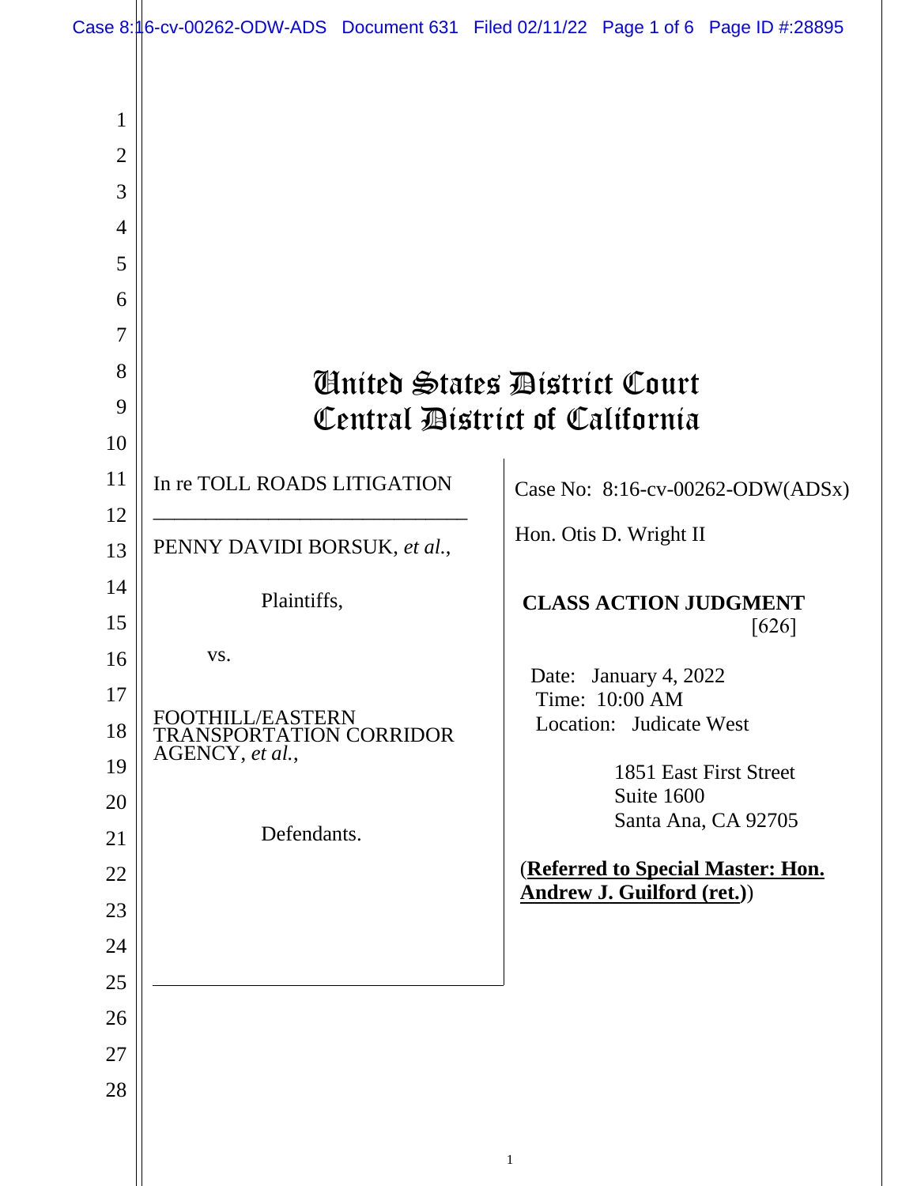# United States District Court
# Central District of California

In re TOLL ROADS LITIGATION

---

PENNY DAVIDI BORSUK, *et al.*,

Plaintiffs,

vs.

FOOTHILL/EASTERN TRANSPORTATION CORRIDOR AGENCY, *et al.*,

Defendants.

Case No: 8:16-cv-00262-ODW(ADSx)

Hon. Otis D. Wright II

**CLASS ACTION JUDGMENT**
[626]

Date: January 4, 2022
Time: 10:00 AM
Location: Judicate West

1851 East First Street
Suite 1600
Santa Ana, CA 92705

(**Referred to Special Master: Hon. Andrew J. Guilford (ret.)**)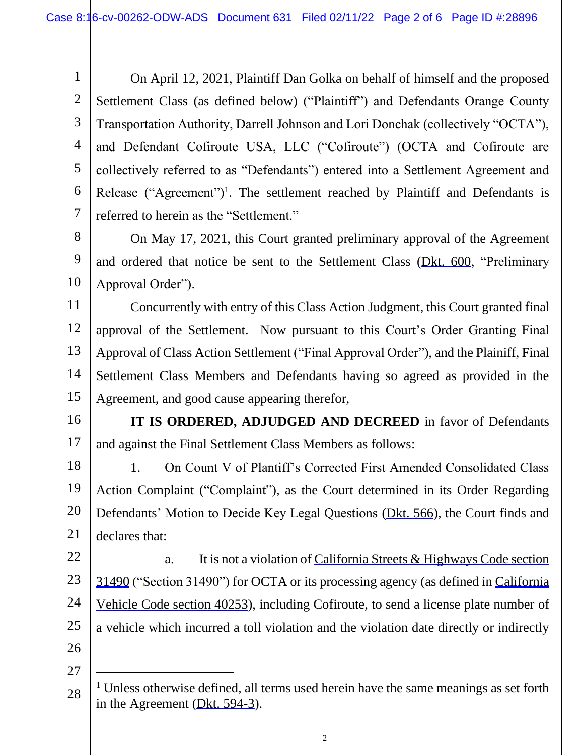On April 12, 2021, Plaintiff Dan Golka on behalf of himself and the proposed Settlement Class (as defined below) ("Plaintiff") and Defendants Orange County Transportation Authority, Darrell Johnson and Lori Donchak (collectively "OCTA"), and Defendant Cofiroute USA, LLC ("Cofiroute") (OCTA and Cofiroute are collectively referred to as "Defendants") entered into a Settlement Agreement and Release ("Agreement")[1]. The settlement reached by Plaintiff and Defendants is referred to herein as the "Settlement."

On May 17, 2021, this Court granted preliminary approval of the Agreement and ordered that notice be sent to the Settlement Class (Dkt. 600, "Preliminary Approval Order").

Concurrently with entry of this Class Action Judgment, this Court granted final approval of the Settlement. Now pursuant to this Court's Order Granting Final Approval of Class Action Settlement ("Final Approval Order"), and the Plainiff, Final Settlement Class Members and Defendants having so agreed as provided in the Agreement, and good cause appearing therefor,

**IT IS ORDERED, ADJUDGED AND DECREED** in favor of Defendants and against the Final Settlement Class Members as follows:

1. On Count V of Plantiff's Corrected First Amended Consolidated Class Action Complaint ("Complaint"), as the Court determined in its Order Regarding Defendants' Motion to Decide Key Legal Questions (Dkt. 566), the Court finds and declares that:

   a. It is not a violation of California Streets & Highways Code section 31490 ("Section 31490") for OCTA or its processing agency (as defined in California Vehicle Code section 40253), including Cofiroute, to send a license plate number of a vehicle which incurred a toll violation and the violation date directly or indirectly

---

[1] Unless otherwise defined, all terms used herein have the same meanings as set forth in the Agreement (Dkt. 594-3).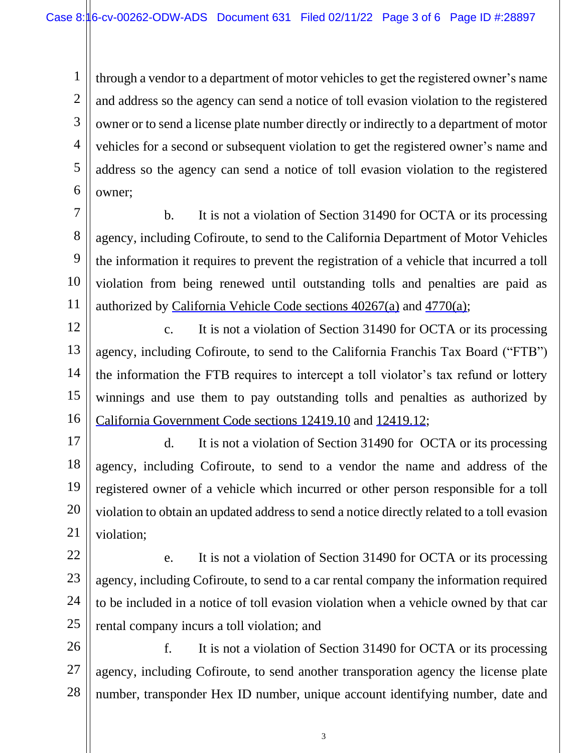through a vendor to a department of motor vehicles to get the registered owner's name and address so the agency can send a notice of toll evasion violation to the registered owner or to send a license plate number directly or indirectly to a department of motor vehicles for a second or subsequent violation to get the registered owner's name and address so the agency can send a notice of toll evasion violation to the registered owner;

b. It is not a violation of Section 31490 for OCTA or its processing agency, including Cofiroute, to send to the California Department of Motor Vehicles the information it requires to prevent the registration of a vehicle that incurred a toll violation from being renewed until outstanding tolls and penalties are paid as authorized by California Vehicle Code sections 40267(a) and 4770(a);

c. It is not a violation of Section 31490 for OCTA or its processing agency, including Cofiroute, to send to the California Franchis Tax Board ("FTB") the information the FTB requires to intercept a toll violator's tax refund or lottery winnings and use them to pay outstanding tolls and penalties as authorized by California Government Code sections 12419.10 and 12419.12;

d. It is not a violation of Section 31490 for OCTA or its processing agency, including Cofiroute, to send to a vendor the name and address of the registered owner of a vehicle which incurred or other person responsible for a toll violation to obtain an updated address to send a notice directly related to a toll evasion violation;

e. It is not a violation of Section 31490 for OCTA or its processing agency, including Cofiroute, to send to a car rental company the information required to be included in a notice of toll evasion violation when a vehicle owned by that car rental company incurs a toll violation; and

f. It is not a violation of Section 31490 for OCTA or its processing agency, including Cofiroute, to send another transporation agency the license plate number, transponder Hex ID number, unique account identifying number, date and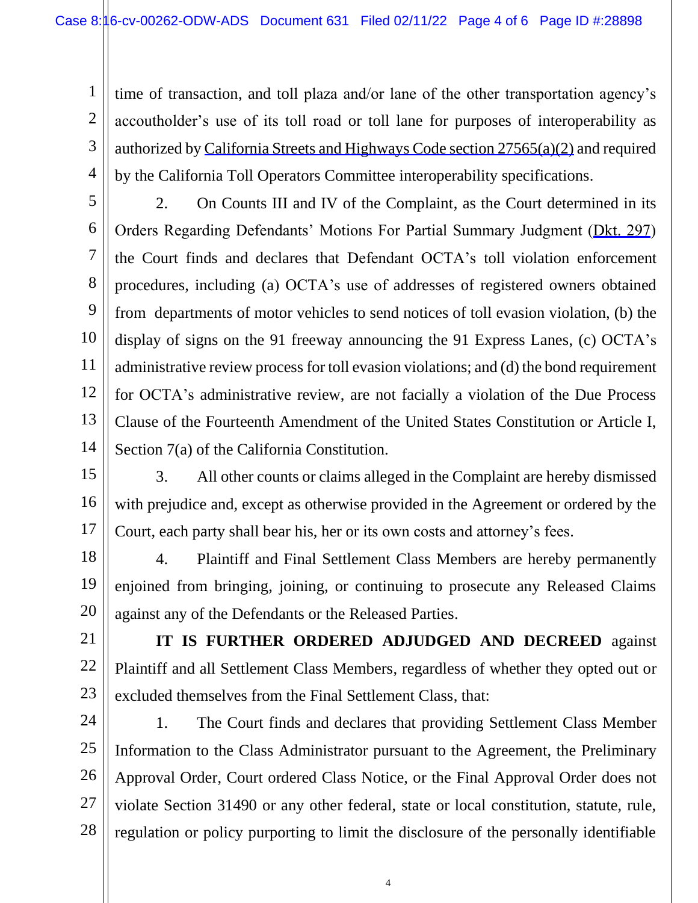time of transaction, and toll plaza and/or lane of the other transportation agency's accoutholder's use of its toll road or toll lane for purposes of interoperability as authorized by California Streets and Highways Code section 27565(a)(2) and required by the California Toll Operators Committee interoperability specifications.

2. On Counts III and IV of the Complaint, as the Court determined in its Orders Regarding Defendants' Motions For Partial Summary Judgment (Dkt. 297) the Court finds and declares that Defendant OCTA's toll violation enforcement procedures, including (a) OCTA's use of addresses of registered owners obtained from departments of motor vehicles to send notices of toll evasion violation, (b) the display of signs on the 91 freeway announcing the 91 Express Lanes, (c) OCTA's administrative review process for toll evasion violations; and (d) the bond requirement for OCTA's administrative review, are not facially a violation of the Due Process Clause of the Fourteenth Amendment of the United States Constitution or Article I, Section 7(a) of the California Constitution.

3. All other counts or claims alleged in the Complaint are hereby dismissed with prejudice and, except as otherwise provided in the Agreement or ordered by the Court, each party shall bear his, her or its own costs and attorney's fees.

4. Plaintiff and Final Settlement Class Members are hereby permanently enjoined from bringing, joining, or continuing to prosecute any Released Claims against any of the Defendants or the Released Parties.

**IT IS FURTHER ORDERED ADJUDGED AND DECREED** against Plaintiff and all Settlement Class Members, regardless of whether they opted out or excluded themselves from the Final Settlement Class, that:

1. The Court finds and declares that providing Settlement Class Member Information to the Class Administrator pursuant to the Agreement, the Preliminary Approval Order, Court ordered Class Notice, or the Final Approval Order does not violate Section 31490 or any other federal, state or local constitution, statute, rule, regulation or policy purporting to limit the disclosure of the personally identifiable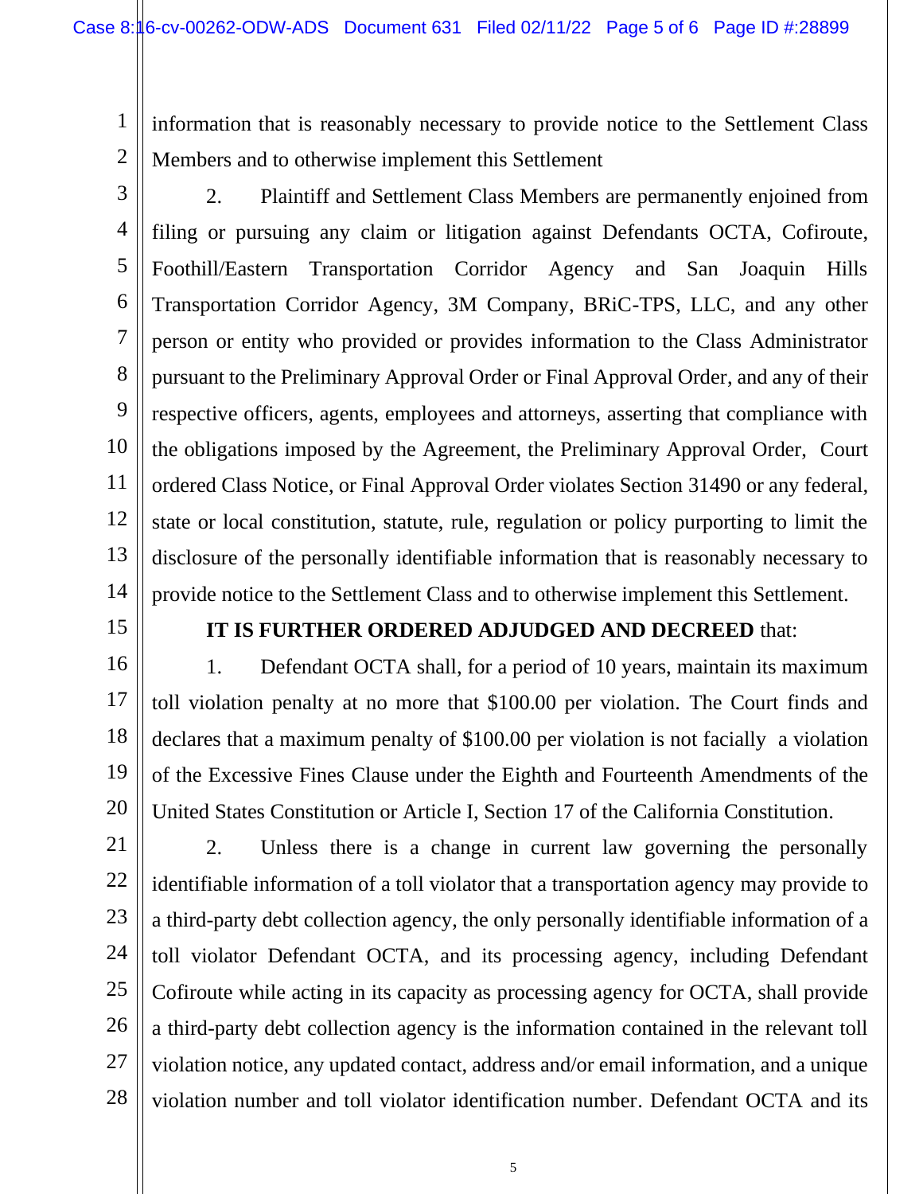information that is reasonably necessary to provide notice to the Settlement Class Members and to otherwise implement this Settlement

2. Plaintiff and Settlement Class Members are permanently enjoined from filing or pursuing any claim or litigation against Defendants OCTA, Cofiroute, Foothill/Eastern Transportation Corridor Agency and San Joaquin Hills Transportation Corridor Agency, 3M Company, BRiC-TPS, LLC, and any other person or entity who provided or provides information to the Class Administrator pursuant to the Preliminary Approval Order or Final Approval Order, and any of their respective officers, agents, employees and attorneys, asserting that compliance with the obligations imposed by the Agreement, the Preliminary Approval Order, Court ordered Class Notice, or Final Approval Order violates Section 31490 or any federal, state or local constitution, statute, rule, regulation or policy purporting to limit the disclosure of the personally identifiable information that is reasonably necessary to provide notice to the Settlement Class and to otherwise implement this Settlement.

**IT IS FURTHER ORDERED ADJUDGED AND DECREED** that:

1. Defendant OCTA shall, for a period of 10 years, maintain its maximum toll violation penalty at no more that $100.00 per violation. The Court finds and declares that a maximum penalty of $100.00 per violation is not facially a violation of the Excessive Fines Clause under the Eighth and Fourteenth Amendments of the United States Constitution or Article I, Section 17 of the California Constitution.

2. Unless there is a change in current law governing the personally identifiable information of a toll violator that a transportation agency may provide to a third-party debt collection agency, the only personally identifiable information of a toll violator Defendant OCTA, and its processing agency, including Defendant Cofiroute while acting in its capacity as processing agency for OCTA, shall provide a third-party debt collection agency is the information contained in the relevant toll violation notice, any updated contact, address and/or email information, and a unique violation number and toll violator identification number. Defendant OCTA and its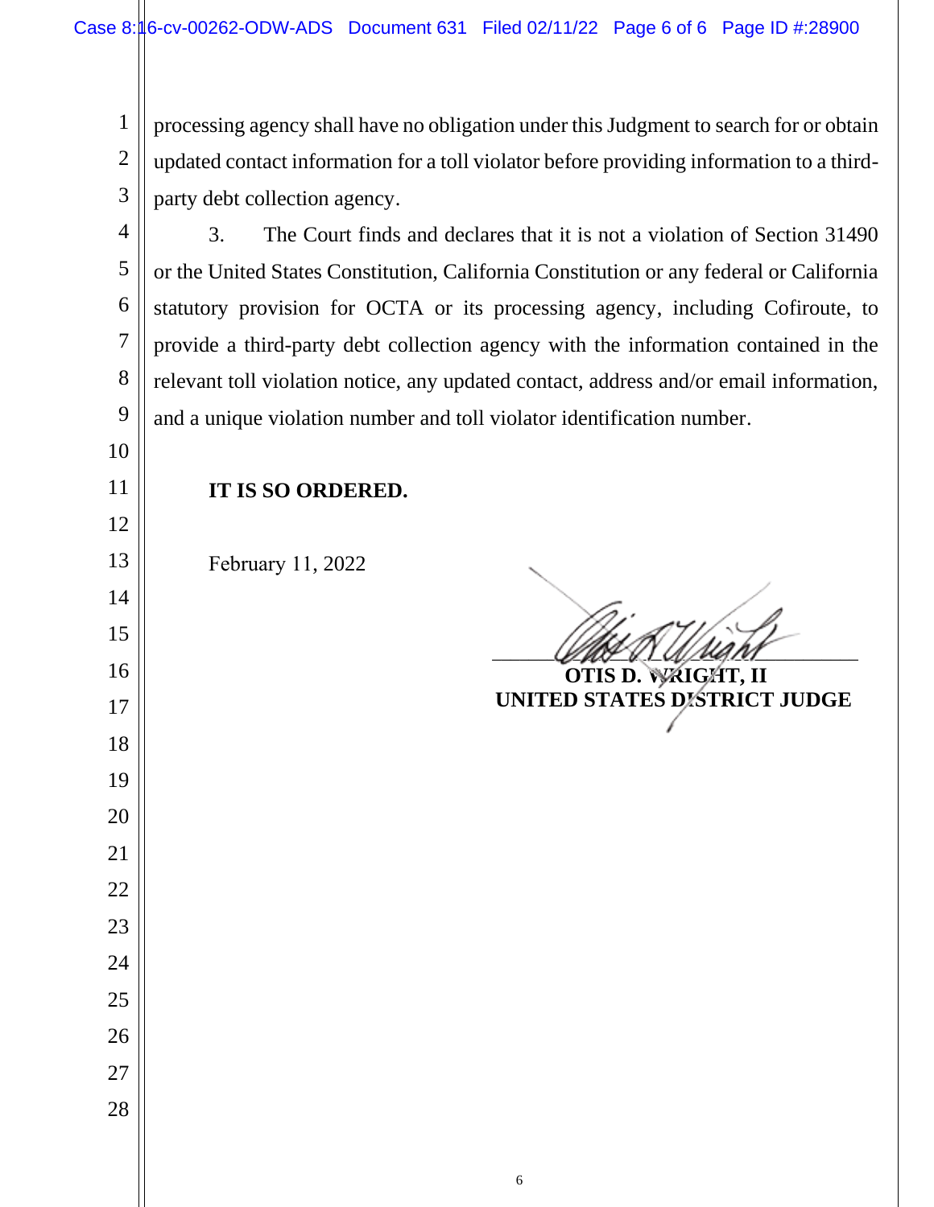processing agency shall have no obligation under this Judgment to search for or obtain updated contact information for a toll violator before providing information to a third-party debt collection agency.

3. The Court finds and declares that it is not a violation of Section 31490 or the United States Constitution, California Constitution or any federal or California statutory provision for OCTA or its processing agency, including Cofiroute, to provide a third-party debt collection agency with the information contained in the relevant toll violation notice, any updated contact, address and/or email information, and a unique violation number and toll violator identification number.

**IT IS SO ORDERED.**

February 11, 2022

**OTIS D. WRIGHT, II**
**UNITED STATES DISTRICT JUDGE**